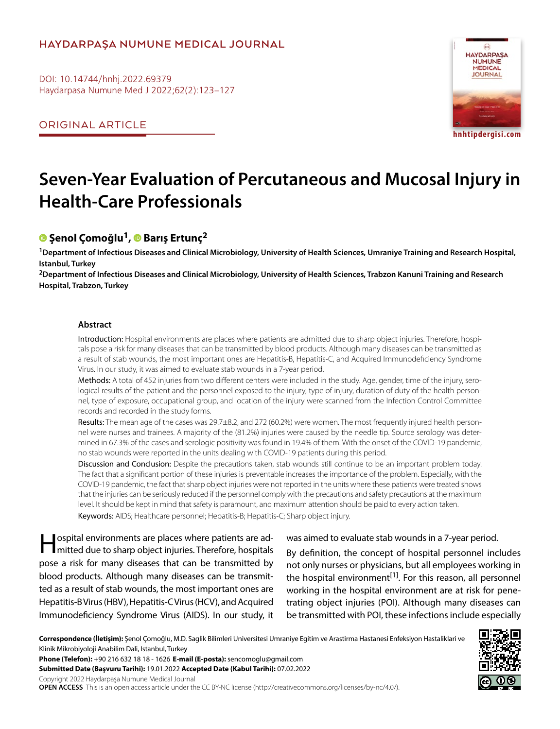HAYDARPAŞA NUMUNE MEDICAL JOURNAL

DOI: 10.14744/hnhj.2022.69379
Haydarpasa Numune Med J 2022;62(2):123–127

ORIGINAL ARTICLE

hnhtipdergisi.com

# Seven-Year Evaluation of Percutaneous and Mucosal Injury in Health-Care Professionals

**Şenol Çomoğlu[1], Barış Ertunç[2]**

[1]Department of Infectious Diseases and Clinical Microbiology, University of Health Sciences, Umraniye Training and Research Hospital, Istanbul, Turkey

[2]Department of Infectious Diseases and Clinical Microbiology, University of Health Sciences, Trabzon Kanuni Training and Research Hospital, Trabzon, Turkey

### Abstract

Introduction: Hospital environments are places where patients are admitted due to sharp object injuries. Therefore, hospitals pose a risk for many diseases that can be transmitted by blood products. Although many diseases can be transmitted as a result of stab wounds, the most important ones are Hepatitis-B, Hepatitis-C, and Acquired Immunodeficiency Syndrome Virus. In our study, it was aimed to evaluate stab wounds in a 7-year period.

Methods: A total of 452 injuries from two different centers were included in the study. Age, gender, time of the injury, serological results of the patient and the personnel exposed to the injury, type of injury, duration of duty of the health personnel, type of exposure, occupational group, and location of the injury were scanned from the Infection Control Committee records and recorded in the study forms.

Results: The mean age of the cases was 29.7±8.2, and 272 (60.2%) were women. The most frequently injured health personnel were nurses and trainees. A majority of the (81.2%) injuries were caused by the needle tip. Source serology was determined in 67.3% of the cases and serologic positivity was found in 19.4% of them. With the onset of the COVID-19 pandemic, no stab wounds were reported in the units dealing with COVID-19 patients during this period.

Discussion and Conclusion: Despite the precautions taken, stab wounds still continue to be an important problem today. The fact that a significant portion of these injuries is preventable increases the importance of the problem. Especially, with the COVID-19 pandemic, the fact that sharp object injuries were not reported in the units where these patients were treated shows that the injuries can be seriously reduced if the personnel comply with the precautions and safety precautions at the maximum level. It should be kept in mind that safety is paramount, and maximum attention should be paid to every action taken.

Keywords: AIDS; Healthcare personnel; Hepatitis-B; Hepatitis-C; Sharp object injury.

Hospital environments are places where patients are admitted due to sharp object injuries. Therefore, hospitals pose a risk for many diseases that can be transmitted by blood products. Although many diseases can be transmitted as a result of stab wounds, the most important ones are Hepatitis-B Virus (HBV), Hepatitis-C Virus (HCV), and Acquired Immunodeficiency Syndrome Virus (AIDS). In our study, it was aimed to evaluate stab wounds in a 7-year period.

By definition, the concept of hospital personnel includes not only nurses or physicians, but all employees working in the hospital environment[1]. For this reason, all personnel working in the hospital environment are at risk for penetrating object injuries (POI). Although many diseases can be transmitted with POI, these infections include especially

**Correspondence (İletişim):** Şenol Çomoğlu, M.D. Saglik Bilimleri Universitesi Umraniye Egitim ve Arastirma Hastanesi Enfeksiyon Hastaliklari ve Klinik Mikrobiyoloji Anabilim Dali, Istanbul, Turkey

**Phone (Telefon):** +90 216 632 18 18 - 1626 **E-mail (E-posta):** sencomoglu@gmail.com

**Submitted Date (Başvuru Tarihi):** 19.01.2022 **Accepted Date (Kabul Tarihi):** 07.02.2022

Copyright 2022 Haydarpaşa Numune Medical Journal

**OPEN ACCESS** This is an open access article under the CC BY-NC license (http://creativecommons.org/licenses/by-nc/4.0/).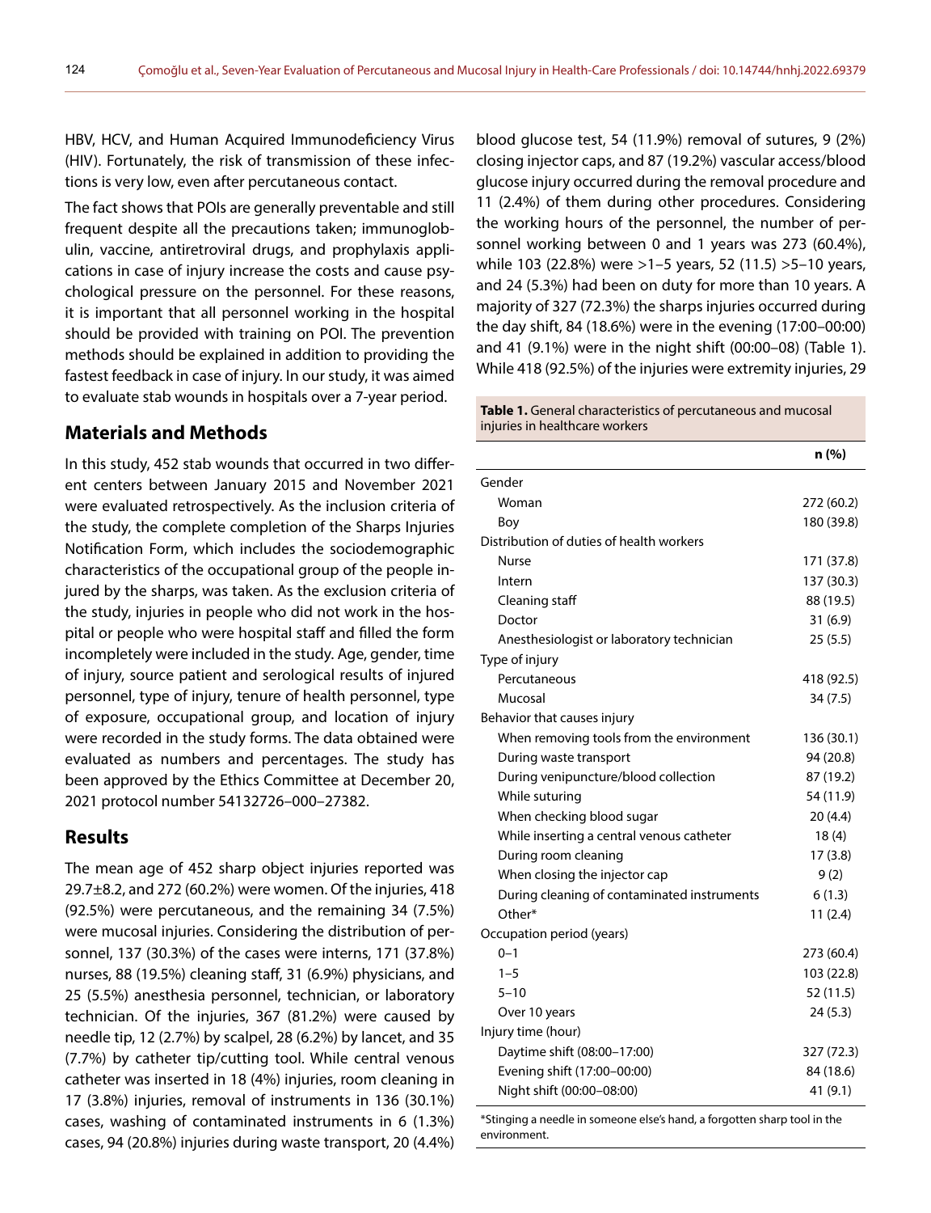HBV, HCV, and Human Acquired Immunodeficiency Virus (HIV). Fortunately, the risk of transmission of these infections is very low, even after percutaneous contact.

The fact shows that POIs are generally preventable and still frequent despite all the precautions taken; immunoglobulin, vaccine, antiretroviral drugs, and prophylaxis applications in case of injury increase the costs and cause psychological pressure on the personnel. For these reasons, it is important that all personnel working in the hospital should be provided with training on POI. The prevention methods should be explained in addition to providing the fastest feedback in case of injury. In our study, it was aimed to evaluate stab wounds in hospitals over a 7-year period.

## Materials and Methods

In this study, 452 stab wounds that occurred in two different centers between January 2015 and November 2021 were evaluated retrospectively. As the inclusion criteria of the study, the complete completion of the Sharps Injuries Notification Form, which includes the sociodemographic characteristics of the occupational group of the people injured by the sharps, was taken. As the exclusion criteria of the study, injuries in people who did not work in the hospital or people who were hospital staff and filled the form incompletely were included in the study. Age, gender, time of injury, source patient and serological results of injured personnel, type of injury, tenure of health personnel, type of exposure, occupational group, and location of injury were recorded in the study forms. The data obtained were evaluated as numbers and percentages. The study has been approved by the Ethics Committee at December 20, 2021 protocol number 54132726–000–27382.

## Results

The mean age of 452 sharp object injuries reported was 29.7±8.2, and 272 (60.2%) were women. Of the injuries, 418 (92.5%) were percutaneous, and the remaining 34 (7.5%) were mucosal injuries. Considering the distribution of personnel, 137 (30.3%) of the cases were interns, 171 (37.8%) nurses, 88 (19.5%) cleaning staff, 31 (6.9%) physicians, and 25 (5.5%) anesthesia personnel, technician, or laboratory technician. Of the injuries, 367 (81.2%) were caused by needle tip, 12 (2.7%) by scalpel, 28 (6.2%) by lancet, and 35 (7.7%) by catheter tip/cutting tool. While central venous catheter was inserted in 18 (4%) injuries, room cleaning in 17 (3.8%) injuries, removal of instruments in 136 (30.1%) cases, washing of contaminated instruments in 6 (1.3%) cases, 94 (20.8%) injuries during waste transport, 20 (4.4%) blood glucose test, 54 (11.9%) removal of sutures, 9 (2%) closing injector caps, and 87 (19.2%) vascular access/blood glucose injury occurred during the removal procedure and 11 (2.4%) of them during other procedures. Considering the working hours of the personnel, the number of personnel working between 0 and 1 years was 273 (60.4%), while 103 (22.8%) were >1–5 years, 52 (11.5) >5–10 years, and 24 (5.3%) had been on duty for more than 10 years. A majority of 327 (72.3%) the sharps injuries occurred during the day shift, 84 (18.6%) were in the evening (17:00–00:00) and 41 (9.1%) were in the night shift (00:00–08) (Table 1). While 418 (92.5%) of the injuries were extremity injuries, 29

**Table 1.** General characteristics of percutaneous and mucosal injuries in healthcare workers

| | n (%) |
|---|---|
| Gender | |
| Woman | 272 (60.2) |
| Boy | 180 (39.8) |
| Distribution of duties of health workers | |
| Nurse | 171 (37.8) |
| Intern | 137 (30.3) |
| Cleaning staff | 88 (19.5) |
| Doctor | 31 (6.9) |
| Anesthesiologist or laboratory technician | 25 (5.5) |
| Type of injury | |
| Percutaneous | 418 (92.5) |
| Mucosal | 34 (7.5) |
| Behavior that causes injury | |
| When removing tools from the environment | 136 (30.1) |
| During waste transport | 94 (20.8) |
| During venipuncture/blood collection | 87 (19.2) |
| While suturing | 54 (11.9) |
| When checking blood sugar | 20 (4.4) |
| While inserting a central venous catheter | 18 (4) |
| During room cleaning | 17 (3.8) |
| When closing the injector cap | 9 (2) |
| During cleaning of contaminated instruments | 6 (1.3) |
| Other* | 11 (2.4) |
| Occupation period (years) | |
| 0–1 | 273 (60.4) |
| 1–5 | 103 (22.8) |
| 5–10 | 52 (11.5) |
| Over 10 years | 24 (5.3) |
| Injury time (hour) | |
| Daytime shift (08:00–17:00) | 327 (72.3) |
| Evening shift (17:00–00:00) | 84 (18.6) |
| Night shift (00:00–08:00) | 41 (9.1) |

*Stinging a needle in someone else's hand, a forgotten sharp tool in the environment.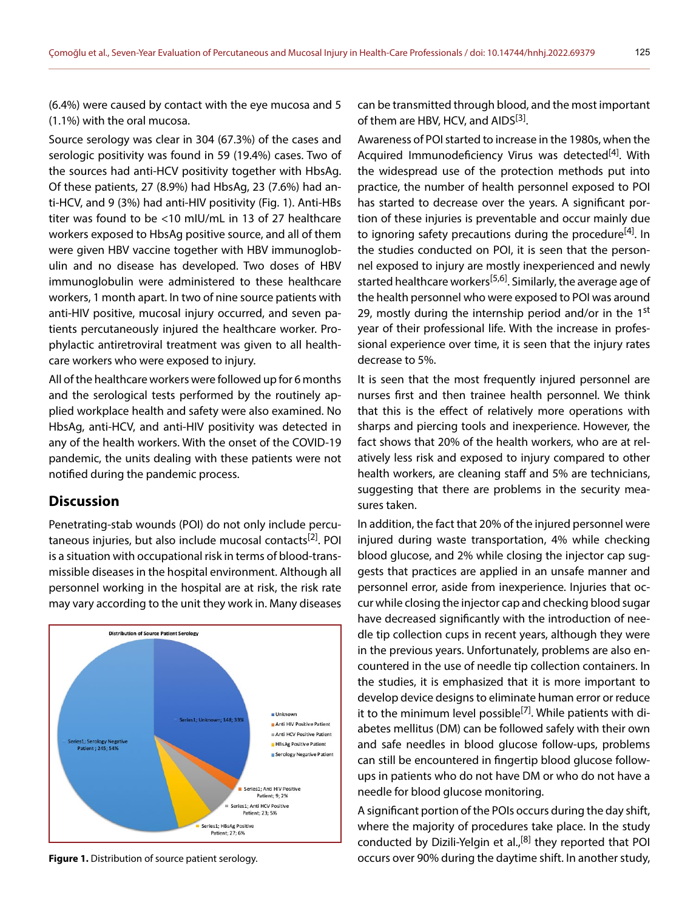(6.4%) were caused by contact with the eye mucosa and 5 (1.1%) with the oral mucosa.

Source serology was clear in 304 (67.3%) of the cases and serologic positivity was found in 59 (19.4%) cases. Two of the sources had anti-HCV positivity together with HbsAg. Of these patients, 27 (8.9%) had HbsAg, 23 (7.6%) had anti-HCV, and 9 (3%) had anti-HIV positivity (Fig. 1). Anti-HBs titer was found to be <10 mIU/mL in 13 of 27 healthcare workers exposed to HbsAg positive source, and all of them were given HBV vaccine together with HBV immunoglobulin and no disease has developed. Two doses of HBV immunoglobulin were administered to these healthcare workers, 1 month apart. In two of nine source patients with anti-HIV positive, mucosal injury occurred, and seven patients percutaneously injured the healthcare worker. Prophylactic antiretroviral treatment was given to all healthcare workers who were exposed to injury.

All of the healthcare workers were followed up for 6 months and the serological tests performed by the routinely applied workplace health and safety were also examined. No HbsAg, anti-HCV, and anti-HIV positivity was detected in any of the health workers. With the onset of the COVID-19 pandemic, the units dealing with these patients were not notified during the pandemic process.

## Discussion

Penetrating-stab wounds (POI) do not only include percutaneous injuries, but also include mucosal contacts[2]. POI is a situation with occupational risk in terms of blood-transmissible diseases in the hospital environment. Although all personnel working in the hospital are at risk, the risk rate may vary according to the unit they work in. Many diseases can be transmitted through blood, and the most important of them are HBV, HCV, and AIDS[3].

Awareness of POI started to increase in the 1980s, when the Acquired Immunodeficiency Virus was detected[4]. With the widespread use of the protection methods put into practice, the number of health personnel exposed to POI has started to decrease over the years. A significant portion of these injuries is preventable and occur mainly due to ignoring safety precautions during the procedure[4]. In the studies conducted on POI, it is seen that the personnel exposed to injury are mostly inexperienced and newly started healthcare workers[5,6]. Similarly, the average age of the health personnel who were exposed to POI was around 29, mostly during the internship period and/or in the 1st year of their professional life. With the increase in professional experience over time, it is seen that the injury rates decrease to 5%.

It is seen that the most frequently injured personnel are nurses first and then trainee health personnel. We think that this is the effect of relatively more operations with sharps and piercing tools and inexperience. However, the fact shows that 20% of the health workers, who are at relatively less risk and exposed to injury compared to other health workers, are cleaning staff and 5% are technicians, suggesting that there are problems in the security measures taken.

In addition, the fact that 20% of the injured personnel were injured during waste transportation, 4% while checking blood glucose, and 2% while closing the injector cap suggests that practices are applied in an unsafe manner and personnel error, aside from inexperience. Injuries that occur while closing the injector cap and checking blood sugar have decreased significantly with the introduction of needle tip collection cups in recent years, although they were in the previous years. Unfortunately, problems are also encountered in the use of needle tip collection containers. In the studies, it is emphasized that it is more important to develop device designs to eliminate human error or reduce it to the minimum level possible[7]. While patients with diabetes mellitus (DM) can be followed safely with their own and safe needles in blood glucose follow-ups, problems can still be encountered in fingertip blood glucose follow-ups in patients who do not have DM or who do not have a needle for blood glucose monitoring.

A significant portion of the POIs occurs during the day shift, where the majority of procedures take place. In the study conducted by Dizili-Yelgin et al.,[8] they reported that POI occurs over 90% during the daytime shift. In another study,

**Figure 1.** Distribution of source patient serology.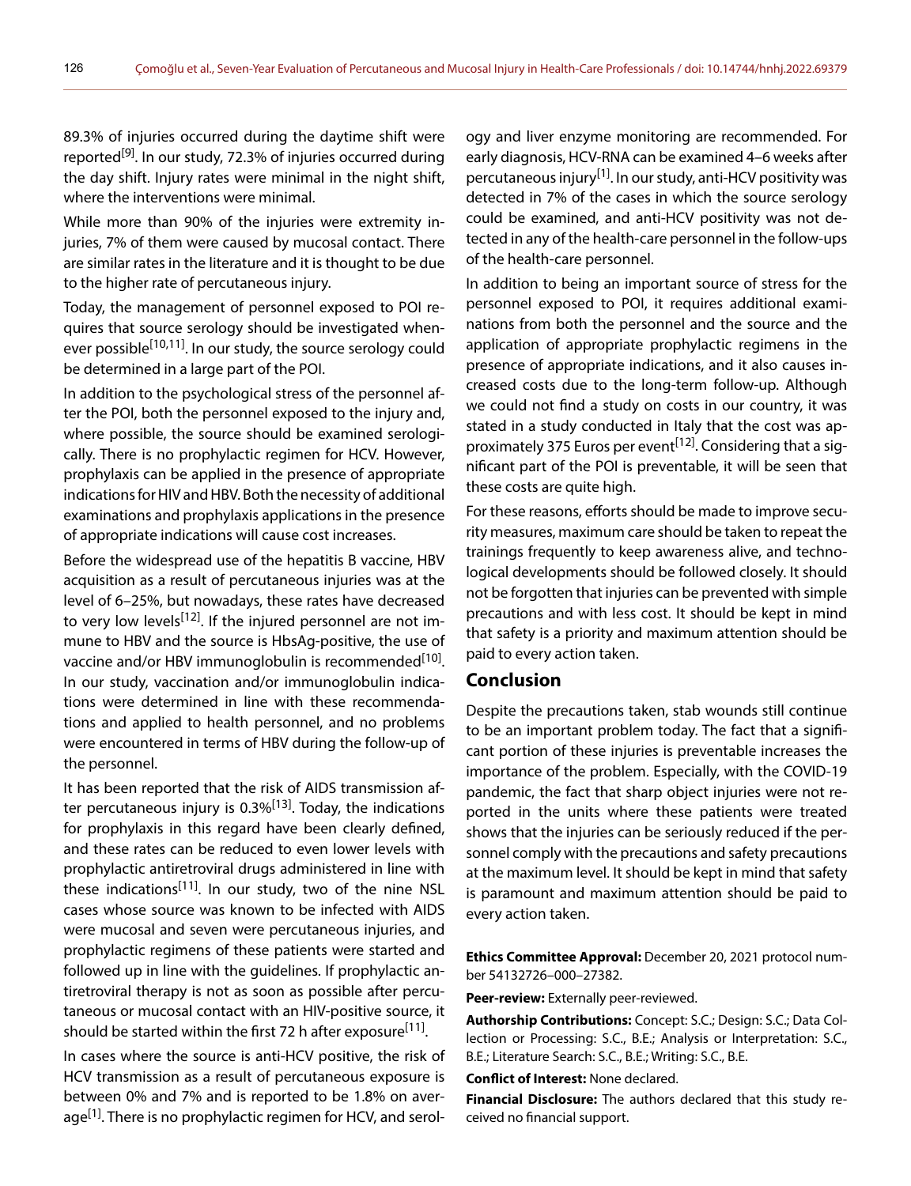89.3% of injuries occurred during the daytime shift were reported[9]. In our study, 72.3% of injuries occurred during the day shift. Injury rates were minimal in the night shift, where the interventions were minimal.

While more than 90% of the injuries were extremity injuries, 7% of them were caused by mucosal contact. There are similar rates in the literature and it is thought to be due to the higher rate of percutaneous injury.

Today, the management of personnel exposed to POI requires that source serology should be investigated whenever possible[10,11]. In our study, the source serology could be determined in a large part of the POI.

In addition to the psychological stress of the personnel after the POI, both the personnel exposed to the injury and, where possible, the source should be examined serologically. There is no prophylactic regimen for HCV. However, prophylaxis can be applied in the presence of appropriate indications for HIV and HBV. Both the necessity of additional examinations and prophylaxis applications in the presence of appropriate indications will cause cost increases.

Before the widespread use of the hepatitis B vaccine, HBV acquisition as a result of percutaneous injuries was at the level of 6–25%, but nowadays, these rates have decreased to very low levels[12]. If the injured personnel are not immune to HBV and the source is HbsAg-positive, the use of vaccine and/or HBV immunoglobulin is recommended[10]. In our study, vaccination and/or immunoglobulin indications were determined in line with these recommendations and applied to health personnel, and no problems were encountered in terms of HBV during the follow-up of the personnel.

It has been reported that the risk of AIDS transmission after percutaneous injury is 0.3%[13]. Today, the indications for prophylaxis in this regard have been clearly defined, and these rates can be reduced to even lower levels with prophylactic antiretroviral drugs administered in line with these indications[11]. In our study, two of the nine NSL cases whose source was known to be infected with AIDS were mucosal and seven were percutaneous injuries, and prophylactic regimens of these patients were started and followed up in line with the guidelines. If prophylactic antiretroviral therapy is not as soon as possible after percutaneous or mucosal contact with an HIV-positive source, it should be started within the first 72 h after exposure[11].

In cases where the source is anti-HCV positive, the risk of HCV transmission as a result of percutaneous exposure is between 0% and 7% and is reported to be 1.8% on average[1]. There is no prophylactic regimen for HCV, and serology and liver enzyme monitoring are recommended. For early diagnosis, HCV-RNA can be examined 4–6 weeks after percutaneous injury[1]. In our study, anti-HCV positivity was detected in 7% of the cases in which the source serology could be examined, and anti-HCV positivity was not detected in any of the health-care personnel in the follow-ups of the health-care personnel.

In addition to being an important source of stress for the personnel exposed to POI, it requires additional examinations from both the personnel and the source and the application of appropriate prophylactic regimens in the presence of appropriate indications, and it also causes increased costs due to the long-term follow-up. Although we could not find a study on costs in our country, it was stated in a study conducted in Italy that the cost was approximately 375 Euros per event[12]. Considering that a significant part of the POI is preventable, it will be seen that these costs are quite high.

For these reasons, efforts should be made to improve security measures, maximum care should be taken to repeat the trainings frequently to keep awareness alive, and technological developments should be followed closely. It should not be forgotten that injuries can be prevented with simple precautions and with less cost. It should be kept in mind that safety is a priority and maximum attention should be paid to every action taken.

## Conclusion

Despite the precautions taken, stab wounds still continue to be an important problem today. The fact that a significant portion of these injuries is preventable increases the importance of the problem. Especially, with the COVID-19 pandemic, the fact that sharp object injuries were not reported in the units where these patients were treated shows that the injuries can be seriously reduced if the personnel comply with the precautions and safety precautions at the maximum level. It should be kept in mind that safety is paramount and maximum attention should be paid to every action taken.

**Ethics Committee Approval:** December 20, 2021 protocol number 54132726–000–27382.

**Peer-review:** Externally peer-reviewed.

**Authorship Contributions:** Concept: S.C.; Design: S.C.; Data Collection or Processing: S.C., B.E.; Analysis or Interpretation: S.C., B.E.; Literature Search: S.C., B.E.; Writing: S.C., B.E.

**Conflict of Interest:** None declared.

**Financial Disclosure:** The authors declared that this study received no financial support.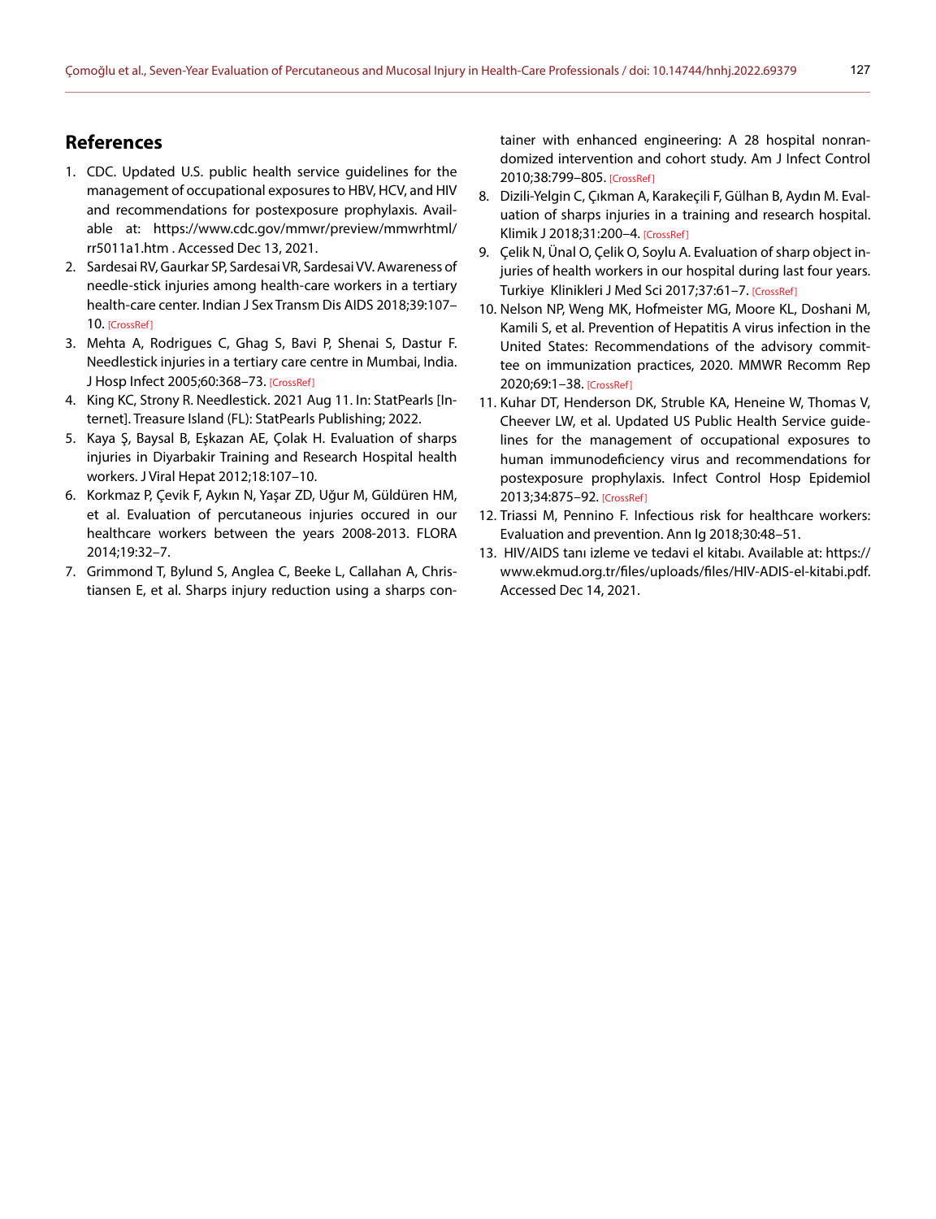## References

1. CDC. Updated U.S. public health service guidelines for the management of occupational exposures to HBV, HCV, and HIV and recommendations for postexposure prophylaxis. Available at: https://www.cdc.gov/mmwr/preview/mmwrhtml/rr5011a1.htm . Accessed Dec 13, 2021.
2. Sardesai RV, Gaurkar SP, Sardesai VR, Sardesai VV. Awareness of needle-stick injuries among health-care workers in a tertiary health-care center. Indian J Sex Transm Dis AIDS 2018;39:107–10. [CrossRef]
3. Mehta A, Rodrigues C, Ghag S, Bavi P, Shenai S, Dastur F. Needlestick injuries in a tertiary care centre in Mumbai, India. J Hosp Infect 2005;60:368–73. [CrossRef]
4. King KC, Strony R. Needlestick. 2021 Aug 11. In: StatPearls [Internet]. Treasure Island (FL): StatPearls Publishing; 2022.
5. Kaya Ş, Baysal B, Eşkazan AE, Çolak H. Evaluation of sharps injuries in Diyarbakir Training and Research Hospital health workers. J Viral Hepat 2012;18:107–10.
6. Korkmaz P, Çevik F, Aykın N, Yaşar ZD, Uğur M, Güldüren HM, et al. Evaluation of percutaneous injuries occured in our healthcare workers between the years 2008-2013. FLORA 2014;19:32–7.
7. Grimmond T, Bylund S, Anglea C, Beeke L, Callahan A, Christiansen E, et al. Sharps injury reduction using a sharps container with enhanced engineering: A 28 hospital nonrandomized intervention and cohort study. Am J Infect Control 2010;38:799–805. [CrossRef]
8. Dizili-Yelgin C, Çıkman A, Karakeçili F, Gülhan B, Aydın M. Evaluation of sharps injuries in a training and research hospital. Klimik J 2018;31:200–4. [CrossRef]
9. Çelik N, Ünal O, Çelik O, Soylu A. Evaluation of sharp object injuries of health workers in our hospital during last four years. Turkiye Klinikleri J Med Sci 2017;37:61–7. [CrossRef]
10. Nelson NP, Weng MK, Hofmeister MG, Moore KL, Doshani M, Kamili S, et al. Prevention of Hepatitis A virus infection in the United States: Recommendations of the advisory committee on immunization practices, 2020. MMWR Recomm Rep 2020;69:1–38. [CrossRef]
11. Kuhar DT, Henderson DK, Struble KA, Heneine W, Thomas V, Cheever LW, et al. Updated US Public Health Service guidelines for the management of occupational exposures to human immunodeficiency virus and recommendations for postexposure prophylaxis. Infect Control Hosp Epidemiol 2013;34:875–92. [CrossRef]
12. Triassi M, Pennino F. Infectious risk for healthcare workers: Evaluation and prevention. Ann Ig 2018;30:48–51.
13. HIV/AIDS tanı izleme ve tedavi el kitabı. Available at: https://www.ekmud.org.tr/files/uploads/files/HIV-ADIS-el-kitabi.pdf. Accessed Dec 14, 2021.